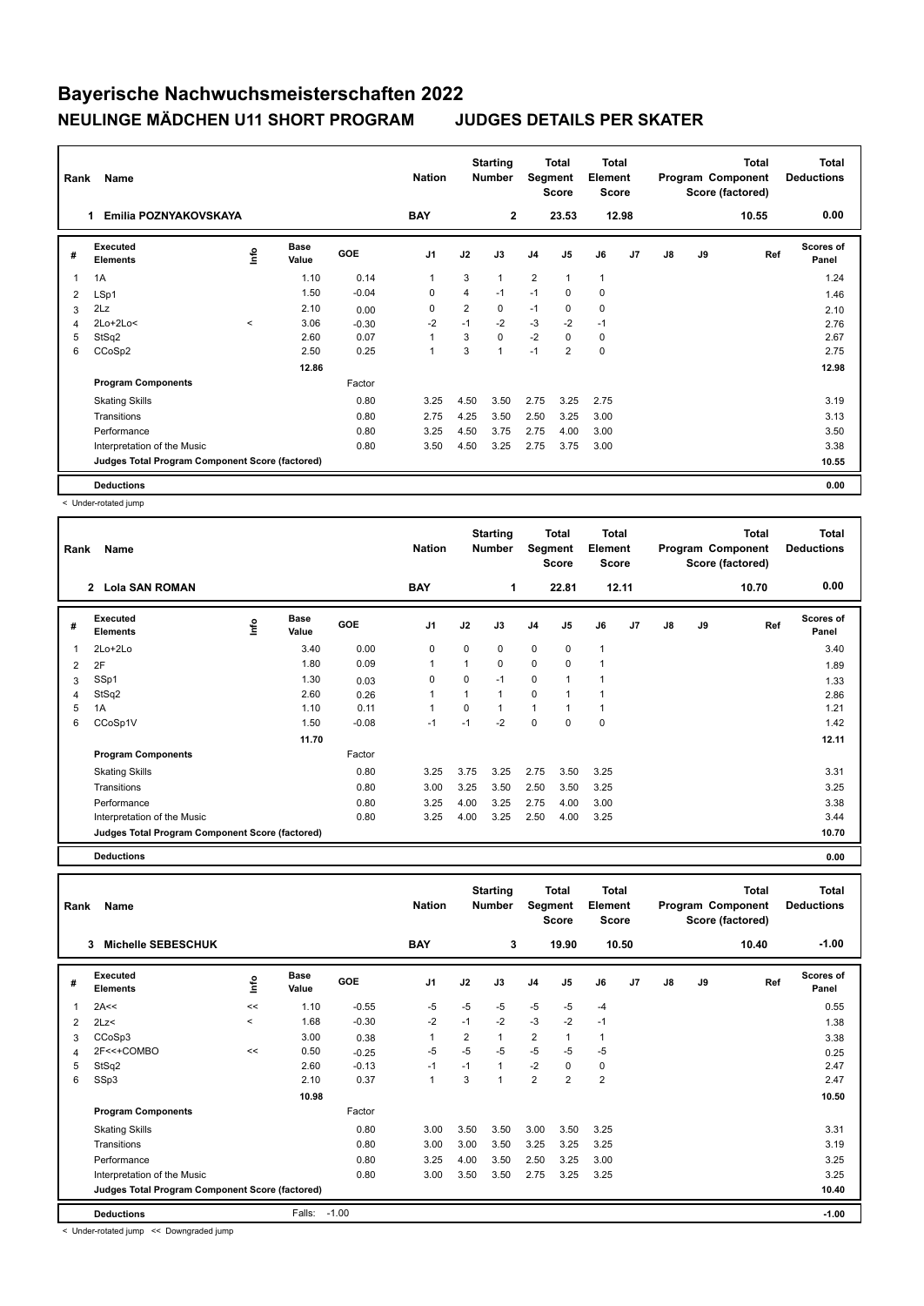# Bayerische Nachwuchsmeisterschaften 2022

## NEULINGE MÄDCHEN U11 SHORT PROGRAM JUDGES DETAILS PER SKATER

| Rank | Name | Nation | Starting Number | Total Segment Score | Total Element Score | Total Program Component Score (factored) | Total Deductions |
|---|---|---|---|---|---|---|---|
| 1 | Emilia POZNYAKOVSKAYA | BAY | 2 | 23.53 | 12.98 | 10.55 | 0.00 |

| # | Executed Elements | Info | Base Value | GOE | J1 | J2 | J3 | J4 | J5 | J6 | J7 | J8 | J9 | Ref | Scores of Panel |
|---|---|---|---|---|---|---|---|---|---|---|---|---|---|---|---|
| 1 | 1A | | 1.10 | 0.14 | 1 | 3 | 1 | 2 | 1 | 1 | | | | | 1.24 |
| 2 | LSp1 | | 1.50 | -0.04 | 0 | 4 | -1 | -1 | 0 | 0 | | | | | 1.46 |
| 3 | 2Lz | | 2.10 | 0.00 | 0 | 2 | 0 | -1 | 0 | 0 | | | | | 2.10 |
| 4 | 2Lo+2Lo< | < | 3.06 | -0.30 | -2 | -1 | -2 | -3 | -2 | -1 | | | | | 2.76 |
| 5 | StSq2 | | 2.60 | 0.07 | 1 | 3 | 0 | -2 | 0 | 0 | | | | | 2.67 |
| 6 | CCoSp2 | | 2.50 | 0.25 | 1 | 3 | 1 | -1 | 2 | 0 | | | | | 2.75 |
| | | | 12.86 | | | | | | | | | | | | 12.98 |
| | **Program Components** | | | Factor | | | | | | | | | | | |
| | Skating Skills | | | 0.80 | 3.25 | 4.50 | 3.50 | 2.75 | 3.25 | 2.75 | | | | | 3.19 |
| | Transitions | | | 0.80 | 2.75 | 4.25 | 3.50 | 2.50 | 3.25 | 3.00 | | | | | 3.13 |
| | Performance | | | 0.80 | 3.25 | 4.50 | 3.75 | 2.75 | 4.00 | 3.00 | | | | | 3.50 |
| | Interpretation of the Music | | | 0.80 | 3.50 | 4.50 | 3.25 | 2.75 | 3.75 | 3.00 | | | | | 3.38 |
| | **Judges Total Program Component Score (factored)** | | | | | | | | | | | | | | 10.55 |
| | **Deductions** | | | | | | | | | | | | | | 0.00 |

< Under-rotated jump

| Rank | Name | Nation | Starting Number | Total Segment Score | Total Element Score | Total Program Component Score (factored) | Total Deductions |
|---|---|---|---|---|---|---|---|
| 2 | Lola SAN ROMAN | BAY | 1 | 22.81 | 12.11 | 10.70 | 0.00 |

| # | Executed Elements | Info | Base Value | GOE | J1 | J2 | J3 | J4 | J5 | J6 | J7 | J8 | J9 | Ref | Scores of Panel |
|---|---|---|---|---|---|---|---|---|---|---|---|---|---|---|---|
| 1 | 2Lo+2Lo | | 3.40 | 0.00 | 0 | 0 | 0 | 0 | 0 | 1 | | | | | 3.40 |
| 2 | 2F | | 1.80 | 0.09 | 1 | 1 | 0 | 0 | 0 | 1 | | | | | 1.89 |
| 3 | SSp1 | | 1.30 | 0.03 | 0 | 0 | -1 | 0 | 1 | 1 | | | | | 1.33 |
| 4 | StSq2 | | 2.60 | 0.26 | 1 | 1 | 1 | 0 | 1 | 1 | | | | | 2.86 |
| 5 | 1A | | 1.10 | 0.11 | 1 | 0 | 1 | 1 | 1 | 1 | | | | | 1.21 |
| 6 | CCoSp1V | | 1.50 | -0.08 | -1 | -1 | -2 | 0 | 0 | 0 | | | | | 1.42 |
| | | | 11.70 | | | | | | | | | | | | 12.11 |
| | **Program Components** | | | Factor | | | | | | | | | | | |
| | Skating Skills | | | 0.80 | 3.25 | 3.75 | 3.25 | 2.75 | 3.50 | 3.25 | | | | | 3.31 |
| | Transitions | | | 0.80 | 3.00 | 3.25 | 3.50 | 2.50 | 3.50 | 3.25 | | | | | 3.25 |
| | Performance | | | 0.80 | 3.25 | 4.00 | 3.25 | 2.75 | 4.00 | 3.00 | | | | | 3.38 |
| | Interpretation of the Music | | | 0.80 | 3.25 | 4.00 | 3.25 | 2.50 | 4.00 | 3.25 | | | | | 3.44 |
| | **Judges Total Program Component Score (factored)** | | | | | | | | | | | | | | 10.70 |
| | **Deductions** | | | | | | | | | | | | | | 0.00 |

| Rank | Name | Nation | Starting Number | Total Segment Score | Total Element Score | Total Program Component Score (factored) | Total Deductions |
|---|---|---|---|---|---|---|---|
| 3 | Michelle SEBESCHUK | BAY | 3 | 19.90 | 10.50 | 10.40 | -1.00 |

| # | Executed Elements | Info | Base Value | GOE | J1 | J2 | J3 | J4 | J5 | J6 | J7 | J8 | J9 | Ref | Scores of Panel |
|---|---|---|---|---|---|---|---|---|---|---|---|---|---|---|---|
| 1 | 2A<< | << | 1.10 | -0.55 | -5 | -5 | -5 | -5 | -5 | -4 | | | | | 0.55 |
| 2 | 2Lz< | < | 1.68 | -0.30 | -2 | -1 | -2 | -3 | -2 | -1 | | | | | 1.38 |
| 3 | CCoSp3 | | 3.00 | 0.38 | 1 | 2 | 1 | 2 | 1 | 1 | | | | | 3.38 |
| 4 | 2F<<+COMBO | << | 0.50 | -0.25 | -5 | -5 | -5 | -5 | -5 | -5 | | | | | 0.25 |
| 5 | StSq2 | | 2.60 | -0.13 | -1 | -1 | 1 | -2 | 0 | 0 | | | | | 2.47 |
| 6 | SSp3 | | 2.10 | 0.37 | 1 | 3 | 1 | 2 | 2 | 2 | | | | | 2.47 |
| | | | 10.98 | | | | | | | | | | | | 10.50 |
| | **Program Components** | | | Factor | | | | | | | | | | | |
| | Skating Skills | | | 0.80 | 3.00 | 3.50 | 3.50 | 3.00 | 3.50 | 3.25 | | | | | 3.31 |
| | Transitions | | | 0.80 | 3.00 | 3.00 | 3.50 | 3.25 | 3.25 | 3.25 | | | | | 3.19 |
| | Performance | | | 0.80 | 3.25 | 4.00 | 3.50 | 2.50 | 3.25 | 3.00 | | | | | 3.25 |
| | Interpretation of the Music | | | 0.80 | 3.00 | 3.50 | 3.50 | 2.75 | 3.25 | 3.25 | | | | | 3.25 |
| | **Judges Total Program Component Score (factored)** | | | | | | | | | | | | | | 10.40 |
| | **Deductions** | | Falls: | -1.00 | | | | | | | | | | | -1.00 |

< Under-rotated jump << Downgraded jump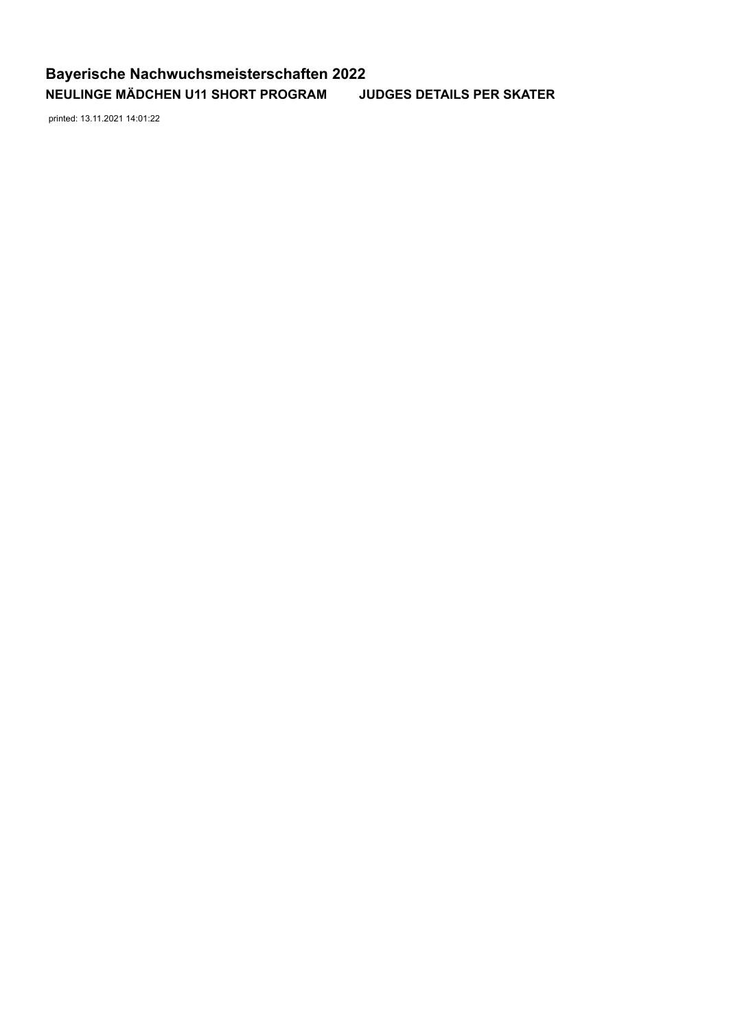## Bayerische Nachwuchsmeisterschaften 2022

**NEULINGE MÄDCHEN U11 SHORT PROGRAM JUDGES DETAILS PER SKATER**

printed: 13.11.2021 14:01:22